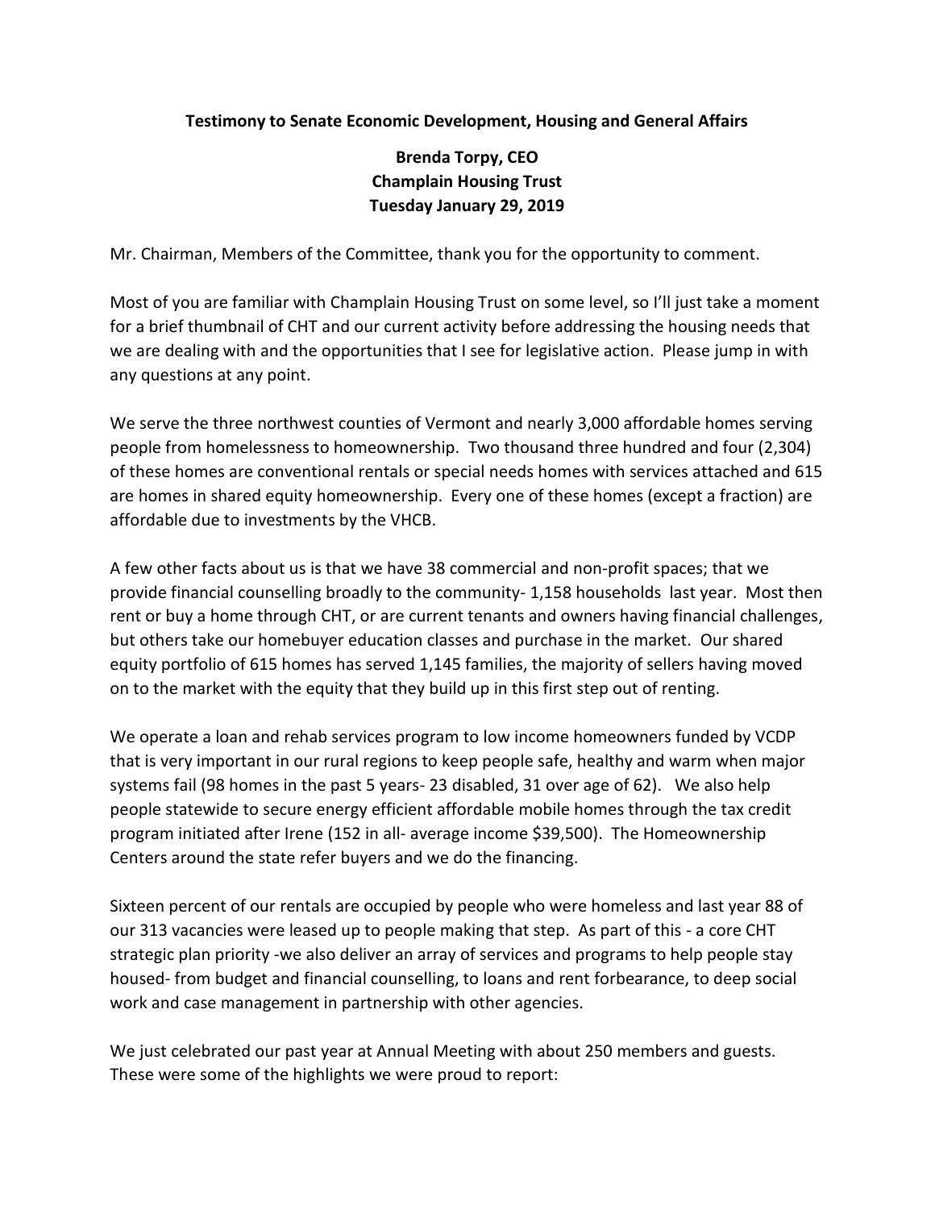**Testimony to Senate Economic Development, Housing and General Affairs**

**Brenda Torpy, CEO**
**Champlain Housing Trust**
**Tuesday January 29, 2019**

Mr. Chairman, Members of the Committee, thank you for the opportunity to comment.

Most of you are familiar with Champlain Housing Trust on some level, so I'll just take a moment for a brief thumbnail of CHT and our current activity before addressing the housing needs that we are dealing with and the opportunities that I see for legislative action. Please jump in with any questions at any point.

We serve the three northwest counties of Vermont and nearly 3,000 affordable homes serving people from homelessness to homeownership. Two thousand three hundred and four (2,304) of these homes are conventional rentals or special needs homes with services attached and 615 are homes in shared equity homeownership. Every one of these homes (except a fraction) are affordable due to investments by the VHCB.

A few other facts about us is that we have 38 commercial and non-profit spaces; that we provide financial counselling broadly to the community- 1,158 households last year. Most then rent or buy a home through CHT, or are current tenants and owners having financial challenges, but others take our homebuyer education classes and purchase in the market. Our shared equity portfolio of 615 homes has served 1,145 families, the majority of sellers having moved on to the market with the equity that they build up in this first step out of renting.

We operate a loan and rehab services program to low income homeowners funded by VCDP that is very important in our rural regions to keep people safe, healthy and warm when major systems fail (98 homes in the past 5 years- 23 disabled, 31 over age of 62). We also help people statewide to secure energy efficient affordable mobile homes through the tax credit program initiated after Irene (152 in all- average income $39,500). The Homeownership Centers around the state refer buyers and we do the financing.

Sixteen percent of our rentals are occupied by people who were homeless and last year 88 of our 313 vacancies were leased up to people making that step. As part of this - a core CHT strategic plan priority -we also deliver an array of services and programs to help people stay housed- from budget and financial counselling, to loans and rent forbearance, to deep social work and case management in partnership with other agencies.

We just celebrated our past year at Annual Meeting with about 250 members and guests. These were some of the highlights we were proud to report: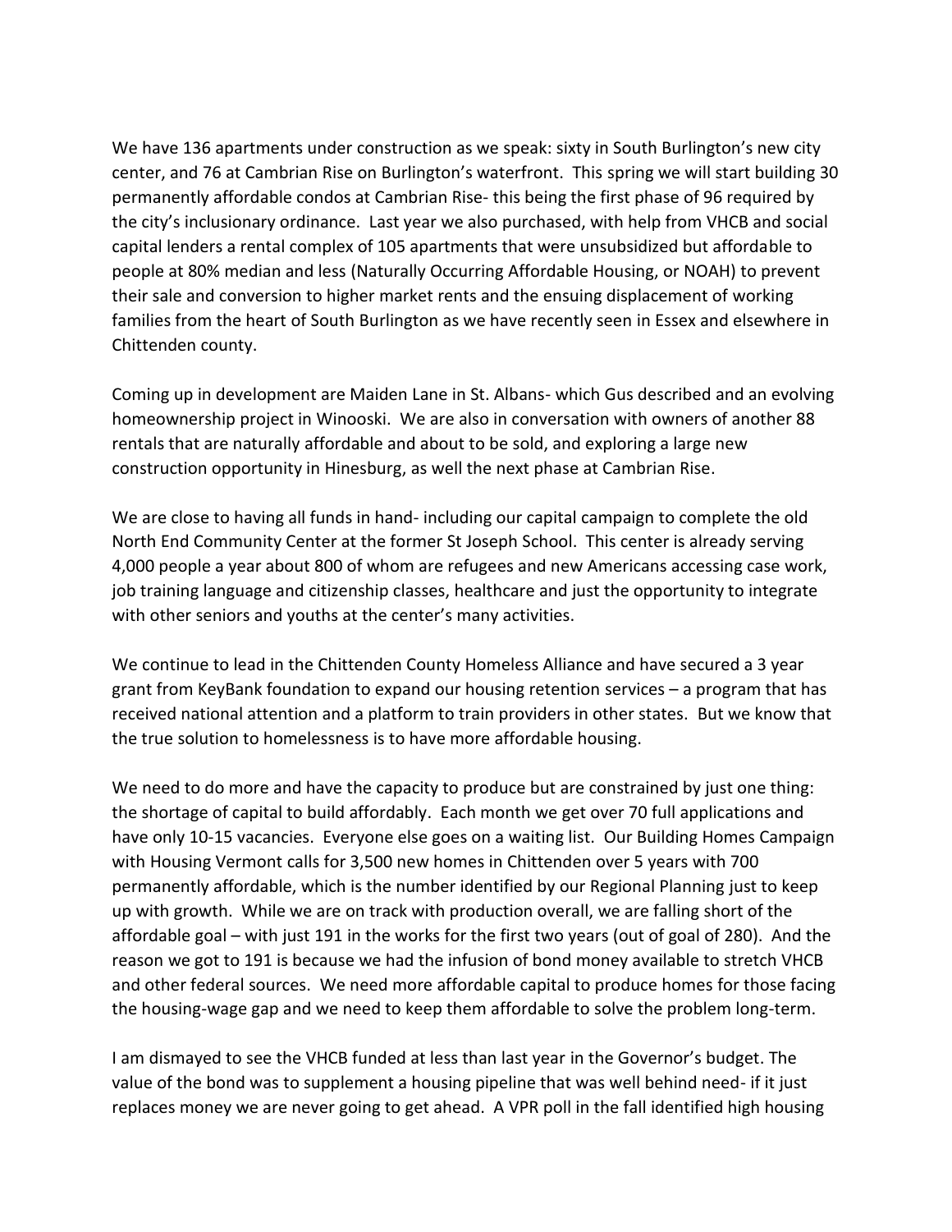We have 136 apartments under construction as we speak: sixty in South Burlington's new city center, and 76 at Cambrian Rise on Burlington's waterfront. This spring we will start building 30 permanently affordable condos at Cambrian Rise- this being the first phase of 96 required by the city's inclusionary ordinance. Last year we also purchased, with help from VHCB and social capital lenders a rental complex of 105 apartments that were unsubsidized but affordable to people at 80% median and less (Naturally Occurring Affordable Housing, or NOAH) to prevent their sale and conversion to higher market rents and the ensuing displacement of working families from the heart of South Burlington as we have recently seen in Essex and elsewhere in Chittenden county.

Coming up in development are Maiden Lane in St. Albans- which Gus described and an evolving homeownership project in Winooski. We are also in conversation with owners of another 88 rentals that are naturally affordable and about to be sold, and exploring a large new construction opportunity in Hinesburg, as well the next phase at Cambrian Rise.

We are close to having all funds in hand- including our capital campaign to complete the old North End Community Center at the former St Joseph School. This center is already serving 4,000 people a year about 800 of whom are refugees and new Americans accessing case work, job training language and citizenship classes, healthcare and just the opportunity to integrate with other seniors and youths at the center's many activities.

We continue to lead in the Chittenden County Homeless Alliance and have secured a 3 year grant from KeyBank foundation to expand our housing retention services – a program that has received national attention and a platform to train providers in other states. But we know that the true solution to homelessness is to have more affordable housing.

We need to do more and have the capacity to produce but are constrained by just one thing: the shortage of capital to build affordably. Each month we get over 70 full applications and have only 10-15 vacancies. Everyone else goes on a waiting list. Our Building Homes Campaign with Housing Vermont calls for 3,500 new homes in Chittenden over 5 years with 700 permanently affordable, which is the number identified by our Regional Planning just to keep up with growth. While we are on track with production overall, we are falling short of the affordable goal – with just 191 in the works for the first two years (out of goal of 280). And the reason we got to 191 is because we had the infusion of bond money available to stretch VHCB and other federal sources. We need more affordable capital to produce homes for those facing the housing-wage gap and we need to keep them affordable to solve the problem long-term.

I am dismayed to see the VHCB funded at less than last year in the Governor's budget. The value of the bond was to supplement a housing pipeline that was well behind need- if it just replaces money we are never going to get ahead. A VPR poll in the fall identified high housing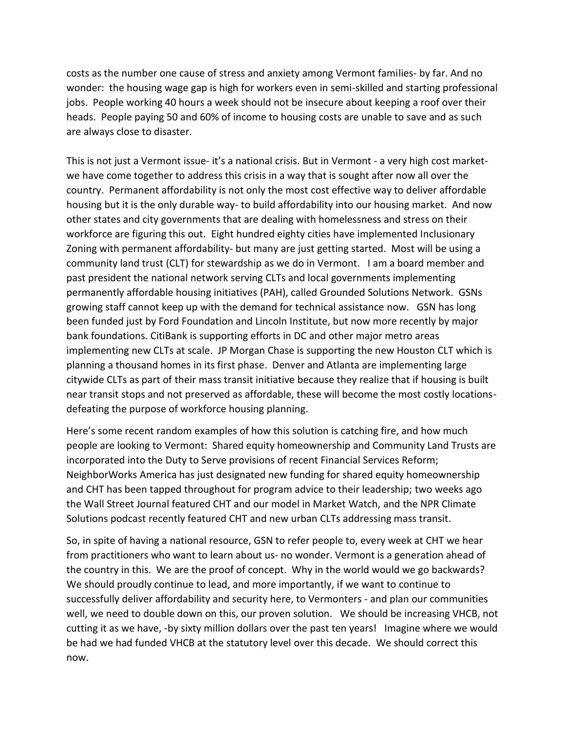costs as the number one cause of stress and anxiety among Vermont families- by far. And no wonder: the housing wage gap is high for workers even in semi-skilled and starting professional jobs. People working 40 hours a week should not be insecure about keeping a roof over their heads. People paying 50 and 60% of income to housing costs are unable to save and as such are always close to disaster.

This is not just a Vermont issue- it's a national crisis. But in Vermont - a very high cost market- we have come together to address this crisis in a way that is sought after now all over the country. Permanent affordability is not only the most cost effective way to deliver affordable housing but it is the only durable way- to build affordability into our housing market. And now other states and city governments that are dealing with homelessness and stress on their workforce are figuring this out. Eight hundred eighty cities have implemented Inclusionary Zoning with permanent affordability- but many are just getting started. Most will be using a community land trust (CLT) for stewardship as we do in Vermont. I am a board member and past president the national network serving CLTs and local governments implementing permanently affordable housing initiatives (PAH), called Grounded Solutions Network. GSNs growing staff cannot keep up with the demand for technical assistance now. GSN has long been funded just by Ford Foundation and Lincoln Institute, but now more recently by major bank foundations. CitiBank is supporting efforts in DC and other major metro areas implementing new CLTs at scale. JP Morgan Chase is supporting the new Houston CLT which is planning a thousand homes in its first phase. Denver and Atlanta are implementing large citywide CLTs as part of their mass transit initiative because they realize that if housing is built near transit stops and not preserved as affordable, these will become the most costly locations- defeating the purpose of workforce housing planning.

Here's some recent random examples of how this solution is catching fire, and how much people are looking to Vermont: Shared equity homeownership and Community Land Trusts are incorporated into the Duty to Serve provisions of recent Financial Services Reform; NeighborWorks America has just designated new funding for shared equity homeownership and CHT has been tapped throughout for program advice to their leadership; two weeks ago the Wall Street Journal featured CHT and our model in Market Watch, and the NPR Climate Solutions podcast recently featured CHT and new urban CLTs addressing mass transit.

So, in spite of having a national resource, GSN to refer people to, every week at CHT we hear from practitioners who want to learn about us- no wonder. Vermont is a generation ahead of the country in this. We are the proof of concept. Why in the world would we go backwards? We should proudly continue to lead, and more importantly, if we want to continue to successfully deliver affordability and security here, to Vermonters - and plan our communities well, we need to double down on this, our proven solution. We should be increasing VHCB, not cutting it as we have, -by sixty million dollars over the past ten years! Imagine where we would be had we had funded VHCB at the statutory level over this decade. We should correct this now.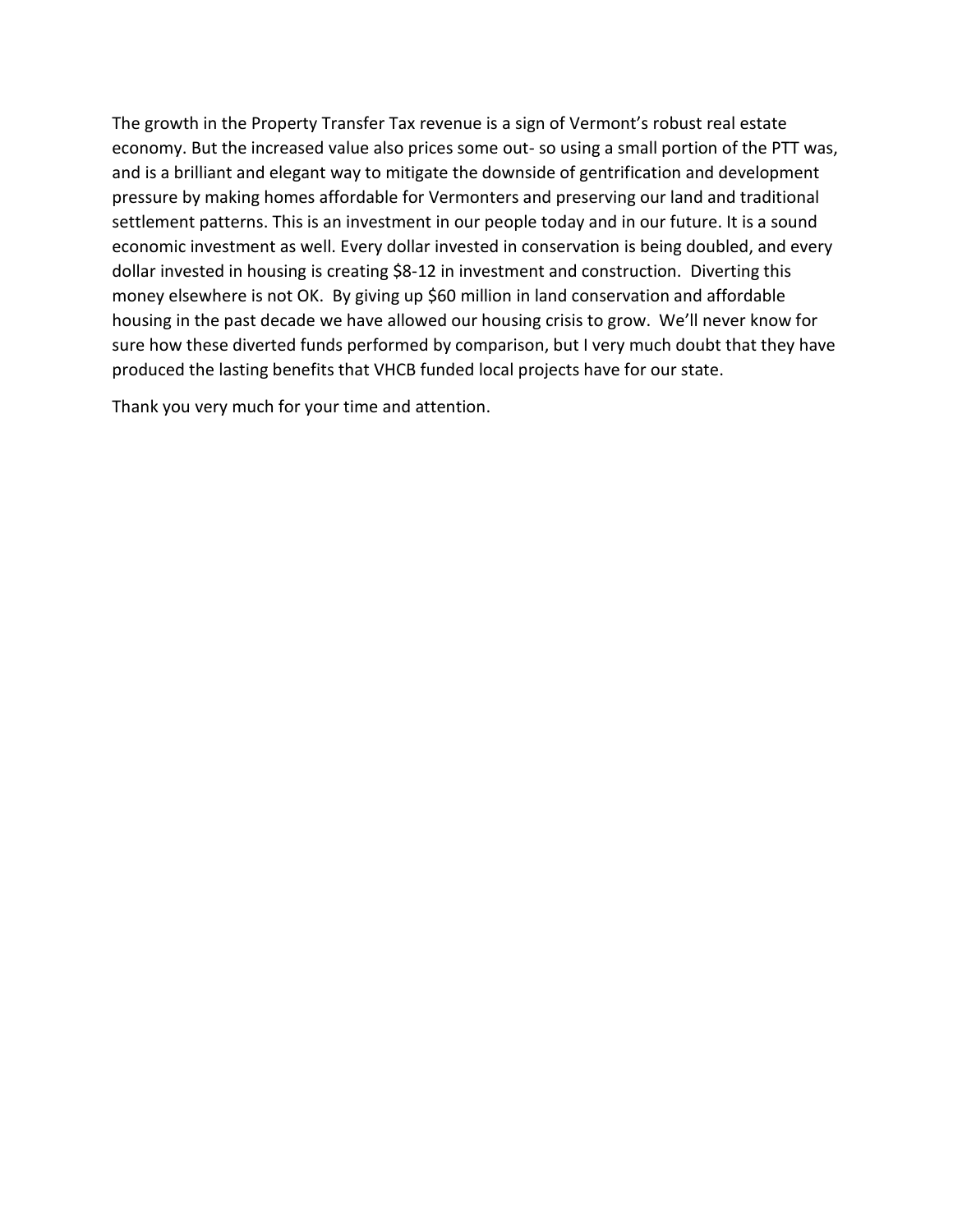The growth in the Property Transfer Tax revenue is a sign of Vermont's robust real estate economy. But the increased value also prices some out- so using a small portion of the PTT was, and is a brilliant and elegant way to mitigate the downside of gentrification and development pressure by making homes affordable for Vermonters and preserving our land and traditional settlement patterns. This is an investment in our people today and in our future. It is a sound economic investment as well. Every dollar invested in conservation is being doubled, and every dollar invested in housing is creating $8-12 in investment and construction. Diverting this money elsewhere is not OK. By giving up $60 million in land conservation and affordable housing in the past decade we have allowed our housing crisis to grow. We'll never know for sure how these diverted funds performed by comparison, but I very much doubt that they have produced the lasting benefits that VHCB funded local projects have for our state.

Thank you very much for your time and attention.